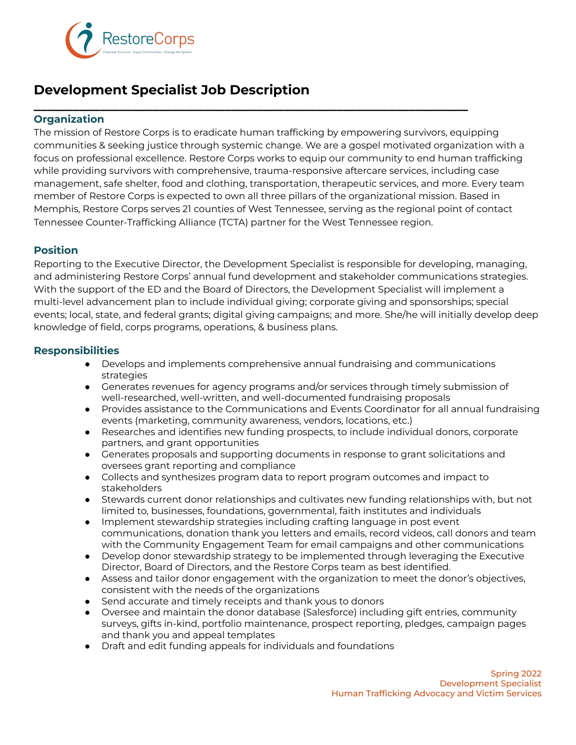RestoreCorps

Empower Survivors • Equip Communities • Change the System

# Development Specialist Job Description

## Organization

The mission of Restore Corps is to eradicate human trafficking by empowering survivors, equipping communities & seeking justice through systemic change. We are a gospel motivated organization with a focus on professional excellence. Restore Corps works to equip our community to end human trafficking while providing survivors with comprehensive, trauma-responsive aftercare services, including case management, safe shelter, food and clothing, transportation, therapeutic services, and more. Every team member of Restore Corps is expected to own all three pillars of the organizational mission. Based in Memphis, Restore Corps serves 21 counties of West Tennessee, serving as the regional point of contact Tennessee Counter-Trafficking Alliance (TCTA) partner for the West Tennessee region.

## Position

Reporting to the Executive Director, the Development Specialist is responsible for developing, managing, and administering Restore Corps' annual fund development and stakeholder communications strategies. With the support of the ED and the Board of Directors, the Development Specialist will implement a multi-level advancement plan to include individual giving; corporate giving and sponsorships; special events; local, state, and federal grants; digital giving campaigns; and more. She/he will initially develop deep knowledge of field, corps programs, operations, & business plans.

## Responsibilities

- Develops and implements comprehensive annual fundraising and communications strategies
- Generates revenues for agency programs and/or services through timely submission of well-researched, well-written, and well-documented fundraising proposals
- Provides assistance to the Communications and Events Coordinator for all annual fundraising events (marketing, community awareness, vendors, locations, etc.)
- Researches and identifies new funding prospects, to include individual donors, corporate partners, and grant opportunities
- Generates proposals and supporting documents in response to grant solicitations and oversees grant reporting and compliance
- Collects and synthesizes program data to report program outcomes and impact to stakeholders
- Stewards current donor relationships and cultivates new funding relationships with, but not limited to, businesses, foundations, governmental, faith institutes and individuals
- Implement stewardship strategies including crafting language in post event communications, donation thank you letters and emails, record videos, call donors and team with the Community Engagement Team for email campaigns and other communications
- Develop donor stewardship strategy to be implemented through leveraging the Executive Director, Board of Directors, and the Restore Corps team as best identified.
- Assess and tailor donor engagement with the organization to meet the donor's objectives, consistent with the needs of the organizations
- Send accurate and timely receipts and thank yous to donors
- Oversee and maintain the donor database (Salesforce) including gift entries, community surveys, gifts in-kind, portfolio maintenance, prospect reporting, pledges, campaign pages and thank you and appeal templates
- Draft and edit funding appeals for individuals and foundations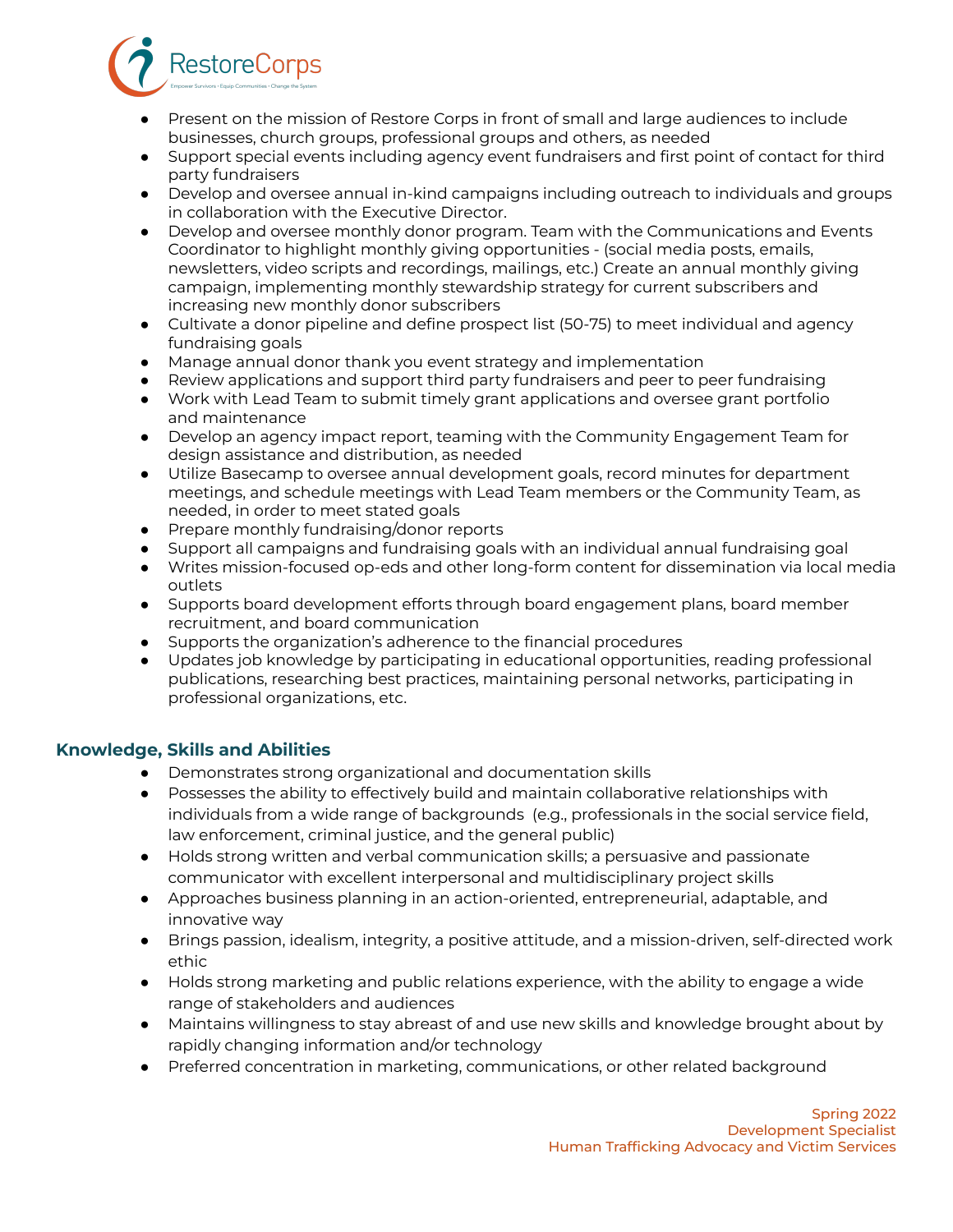- Present on the mission of Restore Corps in front of small and large audiences to include businesses, church groups, professional groups and others, as needed
- Support special events including agency event fundraisers and first point of contact for third party fundraisers
- Develop and oversee annual in-kind campaigns including outreach to individuals and groups in collaboration with the Executive Director.
- Develop and oversee monthly donor program. Team with the Communications and Events Coordinator to highlight monthly giving opportunities - (social media posts, emails, newsletters, video scripts and recordings, mailings, etc.) Create an annual monthly giving campaign, implementing monthly stewardship strategy for current subscribers and increasing new monthly donor subscribers
- Cultivate a donor pipeline and define prospect list (50-75) to meet individual and agency fundraising goals
- Manage annual donor thank you event strategy and implementation
- Review applications and support third party fundraisers and peer to peer fundraising
- Work with Lead Team to submit timely grant applications and oversee grant portfolio and maintenance
- Develop an agency impact report, teaming with the Community Engagement Team for design assistance and distribution, as needed
- Utilize Basecamp to oversee annual development goals, record minutes for department meetings, and schedule meetings with Lead Team members or the Community Team, as needed, in order to meet stated goals
- Prepare monthly fundraising/donor reports
- Support all campaigns and fundraising goals with an individual annual fundraising goal
- Writes mission-focused op-eds and other long-form content for dissemination via local media outlets
- Supports board development efforts through board engagement plans, board member recruitment, and board communication
- Supports the organization's adherence to the financial procedures
- Updates job knowledge by participating in educational opportunities, reading professional publications, researching best practices, maintaining personal networks, participating in professional organizations, etc.

## Knowledge, Skills and Abilities

- Demonstrates strong organizational and documentation skills
- Possesses the ability to effectively build and maintain collaborative relationships with individuals from a wide range of backgrounds (e.g., professionals in the social service field, law enforcement, criminal justice, and the general public)
- Holds strong written and verbal communication skills; a persuasive and passionate communicator with excellent interpersonal and multidisciplinary project skills
- Approaches business planning in an action-oriented, entrepreneurial, adaptable, and innovative way
- Brings passion, idealism, integrity, a positive attitude, and a mission-driven, self-directed work ethic
- Holds strong marketing and public relations experience, with the ability to engage a wide range of stakeholders and audiences
- Maintains willingness to stay abreast of and use new skills and knowledge brought about by rapidly changing information and/or technology
- Preferred concentration in marketing, communications, or other related background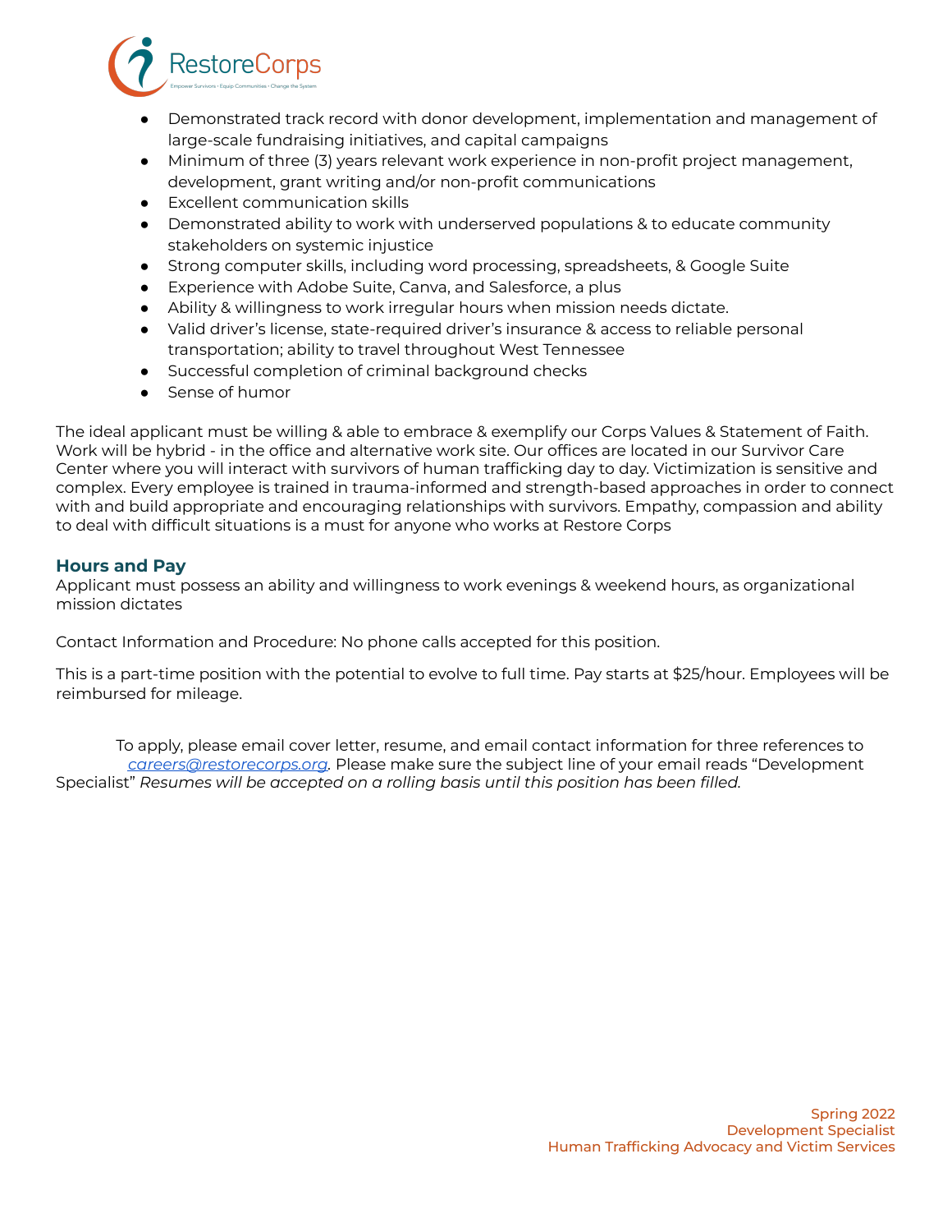- Demonstrated track record with donor development, implementation and management of large-scale fundraising initiatives, and capital campaigns
- Minimum of three (3) years relevant work experience in non-profit project management, development, grant writing and/or non-profit communications
- Excellent communication skills
- Demonstrated ability to work with underserved populations & to educate community stakeholders on systemic injustice
- Strong computer skills, including word processing, spreadsheets, & Google Suite
- Experience with Adobe Suite, Canva, and Salesforce, a plus
- Ability & willingness to work irregular hours when mission needs dictate.
- Valid driver's license, state-required driver's insurance & access to reliable personal transportation; ability to travel throughout West Tennessee
- Successful completion of criminal background checks
- Sense of humor

The ideal applicant must be willing & able to embrace & exemplify our Corps Values & Statement of Faith. Work will be hybrid - in the office and alternative work site. Our offices are located in our Survivor Care Center where you will interact with survivors of human trafficking day to day. Victimization is sensitive and complex. Every employee is trained in trauma-informed and strength-based approaches in order to connect with and build appropriate and encouraging relationships with survivors. Empathy, compassion and ability to deal with difficult situations is a must for anyone who works at Restore Corps

### Hours and Pay

Applicant must possess an ability and willingness to work evenings & weekend hours, as organizational mission dictates

Contact Information and Procedure: No phone calls accepted for this position.

This is a part-time position with the potential to evolve to full time. Pay starts at $25/hour. Employees will be reimbursed for mileage.

To apply, please email cover letter, resume, and email contact information for three references to *careers@restorecorps.org*. Please make sure the subject line of your email reads "Development Specialist" *Resumes will be accepted on a rolling basis until this position has been filled.*

Spring 2022
Development Specialist
Human Trafficking Advocacy and Victim Services